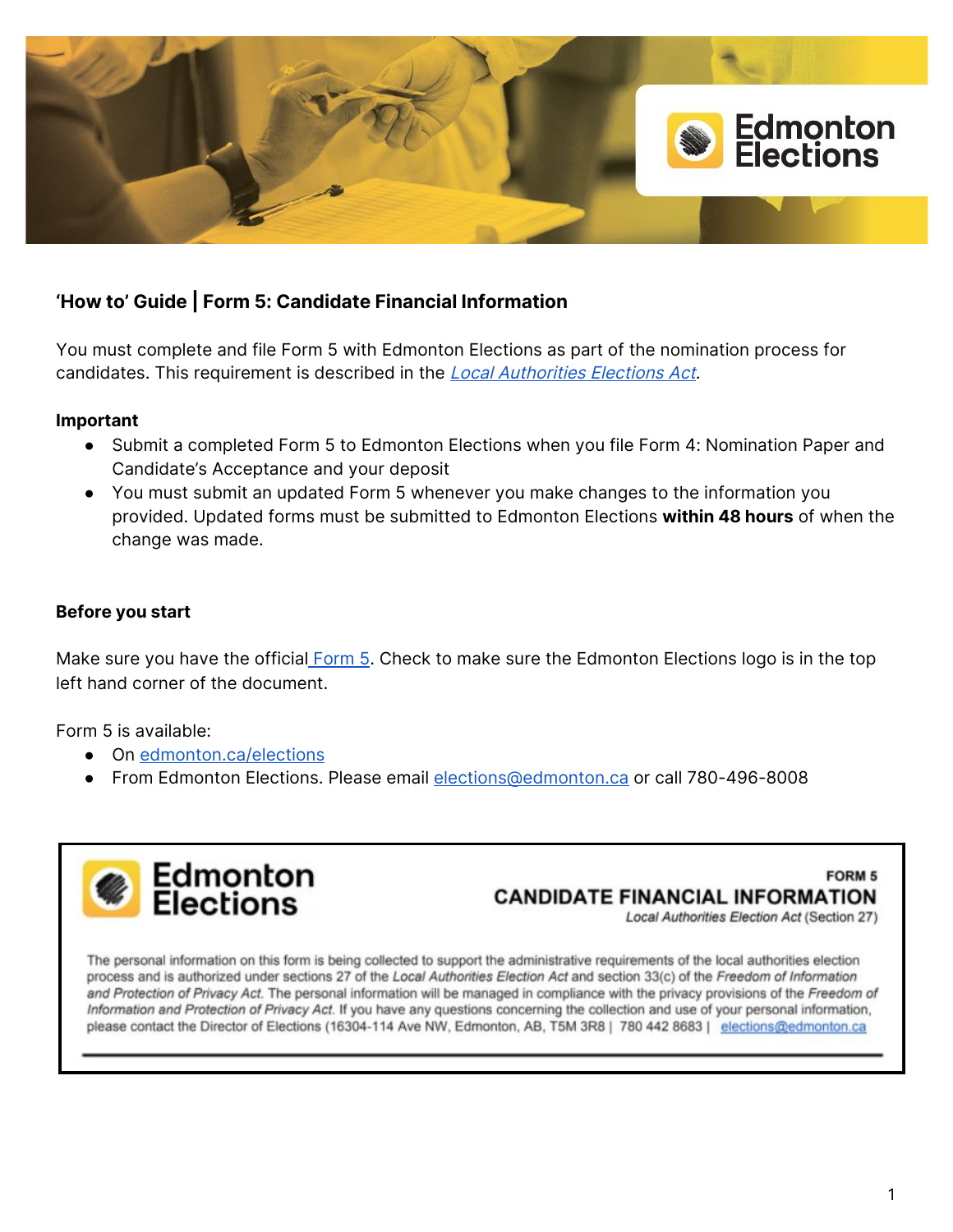# 'How to' Guide | Form 5: Candidate Financial Information

You must complete and file Form 5 with Edmonton Elections as part of the nomination process for candidates. This requirement is described in the *Local Authorities Elections Act*.

**Important**

- Submit a completed Form 5 to Edmonton Elections when you file Form 4: Nomination Paper and Candidate's Acceptance and your deposit
- You must submit an updated Form 5 whenever you make changes to the information you provided. Updated forms must be submitted to Edmonton Elections **within 48 hours** of when the change was made.

**Before you start**

Make sure you have the official Form 5. Check to make sure the Edmonton Elections logo is in the top left hand corner of the document.

Form 5 is available:

- On edmonton.ca/elections
- From Edmonton Elections. Please email elections@edmonton.ca or call 780-496-8008

---

Edmonton Elections

FORM 5
**CANDIDATE FINANCIAL INFORMATION**
*Local Authorities Election Act* (Section 27)

The personal information on this form is being collected to support the administrative requirements of the local authorities election process and is authorized under sections 27 of the *Local Authorities Election Act* and section 33(c) of the *Freedom of Information and Protection of Privacy Act*. The personal information will be managed in compliance with the privacy provisions of the *Freedom of Information and Protection of Privacy Act*. If you have any questions concerning the collection and use of your personal information, please contact the Director of Elections (16304-114 Ave NW, Edmonton, AB, T5M 3R8 | 780 442 8683 | elections@edmonton.ca

---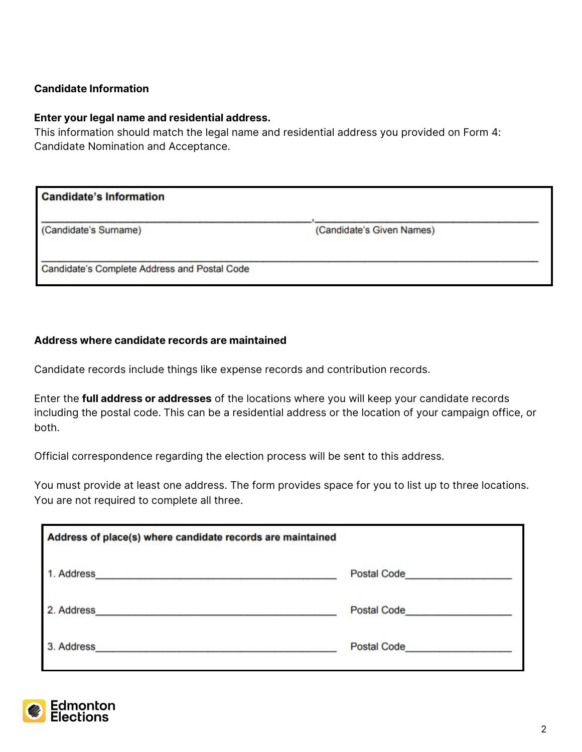**Candidate Information**

**Enter your legal name and residential address.**
This information should match the legal name and residential address you provided on Form 4: Candidate Nomination and Acceptance.

| **Candidate's Information** | |
|---|---|
| ______________________________, | ______________________________ |
| (Candidate's Surname) | (Candidate's Given Names) |
| ______________________________ | |
| Candidate's Complete Address and Postal Code | |

**Address where candidate records are maintained**

Candidate records include things like expense records and contribution records.

Enter the **full address or addresses** of the locations where you will keep your candidate records including the postal code. This can be a residential address or the location of your campaign office, or both.

Official correspondence regarding the election process will be sent to this address.

You must provide at least one address. The form provides space for you to list up to three locations. You are not required to complete all three.

| **Address of place(s) where candidate records are maintained** | |
|---|---|
| 1. Address______________________________ | Postal Code______________ |
| 2. Address______________________________ | Postal Code______________ |
| 3. Address______________________________ | Postal Code______________ |

Edmonton Elections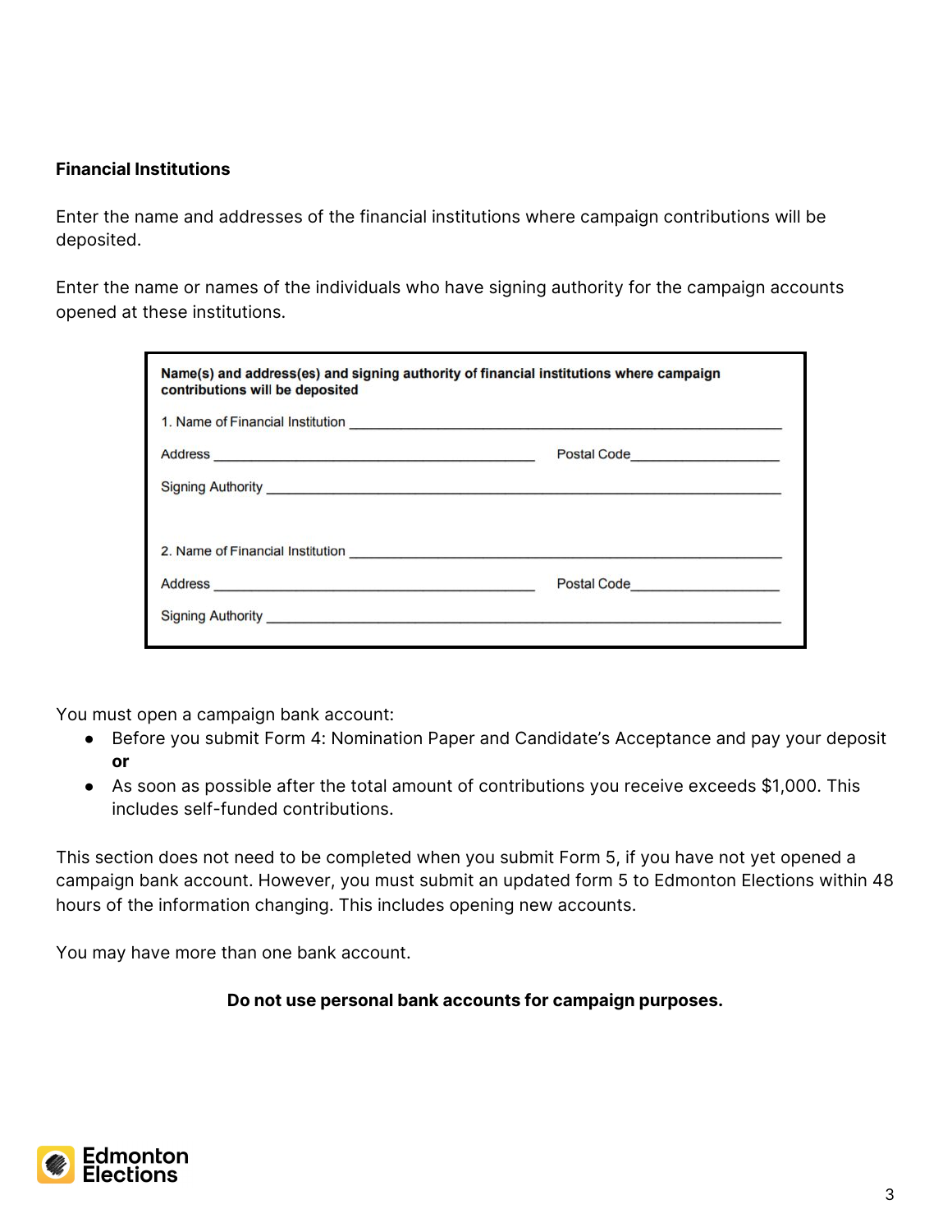**Financial Institutions**

Enter the name and addresses of the financial institutions where campaign contributions will be deposited.

Enter the name or names of the individuals who have signing authority for the campaign accounts opened at these institutions.

**Name(s) and address(es) and signing authority of financial institutions where campaign contributions will be deposited**

1. Name of Financial Institution ______________________________

Address ______________________________ Postal Code ______________

Signing Authority ______________________________

2. Name of Financial Institution ______________________________

Address ______________________________ Postal Code ______________

Signing Authority ______________________________

You must open a campaign bank account:

- Before you submit Form 4: Nomination Paper and Candidate's Acceptance and pay your deposit **or**
- As soon as possible after the total amount of contributions you receive exceeds $1,000. This includes self-funded contributions.

This section does not need to be completed when you submit Form 5, if you have not yet opened a campaign bank account. However, you must submit an updated form 5 to Edmonton Elections within 48 hours of the information changing. This includes opening new accounts.

You may have more than one bank account.

**Do not use personal bank accounts for campaign purposes.**